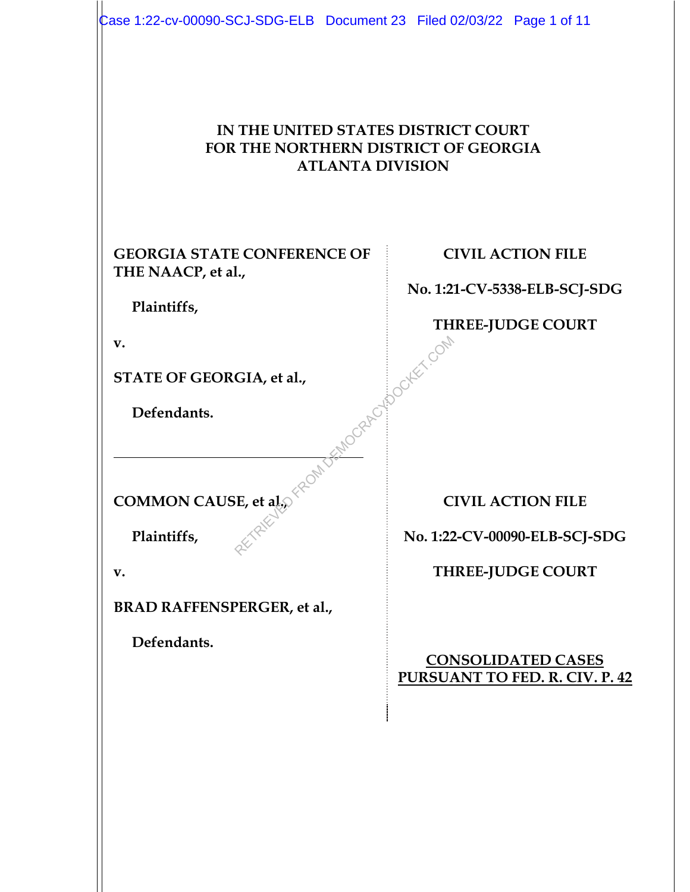**IN THE UNITED STATES DISTRICT COURT**
**FOR THE NORTHERN DISTRICT OF GEORGIA**
**ATLANTA DIVISION**

| | |
|---|---|
| **GEORGIA STATE CONFERENCE OF THE NAACP, et al.,** | **CIVIL ACTION FILE** |
| **Plaintiffs,** | **No. 1:21-CV-5338-ELB-SCJ-SDG** |
| **v.** | **THREE-JUDGE COURT** |
| **STATE OF GEORGIA, et al.,** | |
| **Defendants.** | |
| **COMMON CAUSE, et al.,** | **CIVIL ACTION FILE** |
| **Plaintiffs,** | **No. 1:22-CV-00090-ELB-SCJ-SDG** |
| **v.** | **THREE-JUDGE COURT** |
| **BRAD RAFFENSPERGER, et al.,** | |
| **Defendants.** | **CONSOLIDATED CASES PURSUANT TO FED. R. CIV. P. 42** |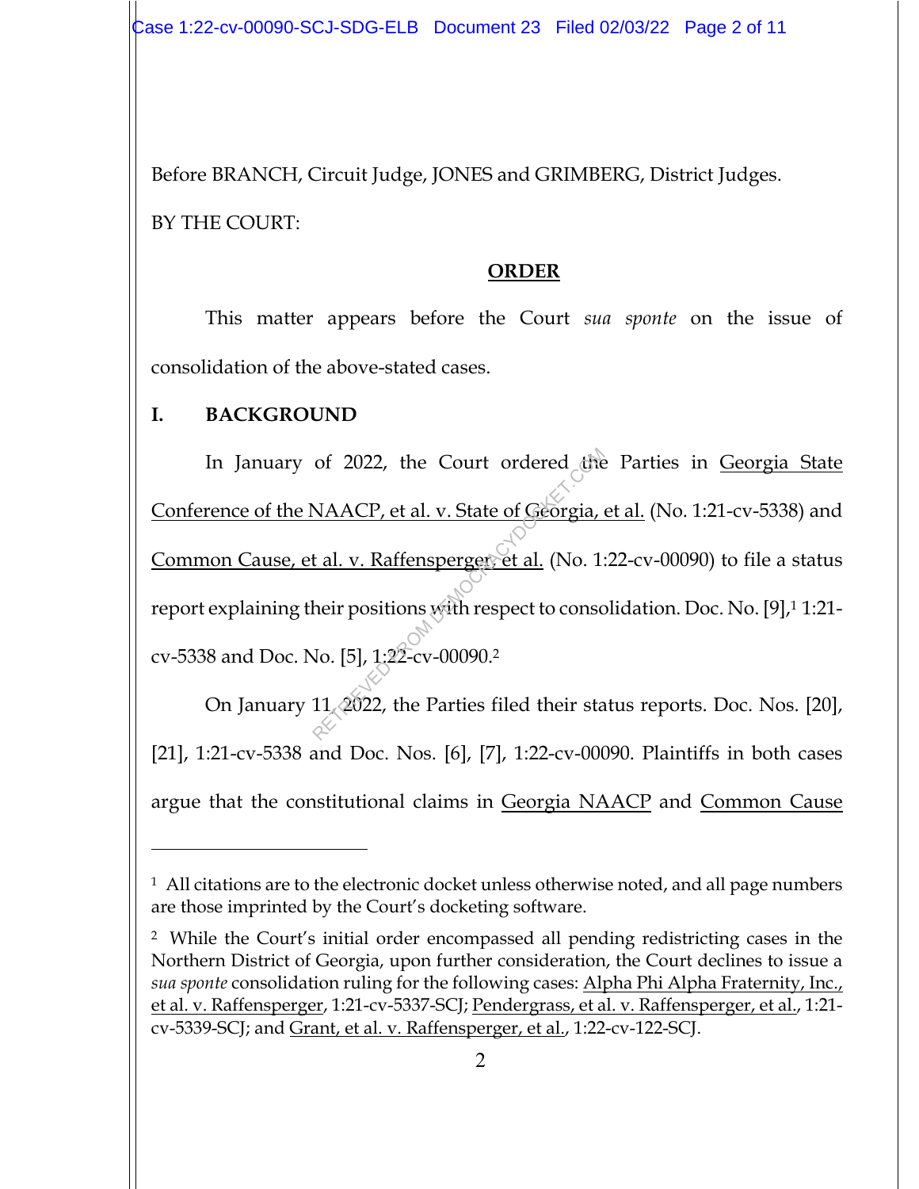Before BRANCH, Circuit Judge, JONES and GRIMBERG, District Judges.

BY THE COURT:

**ORDER**

This matter appears before the Court *sua sponte* on the issue of consolidation of the above-stated cases.

## I. BACKGROUND

In January of 2022, the Court ordered the Parties in Georgia State Conference of the NAACP, et al. v. State of Georgia, et al. (No. 1:21-cv-5338) and Common Cause, et al. v. Raffensperger, et al. (No. 1:22-cv-00090) to file a status report explaining their positions with respect to consolidation. Doc. No. [9],[1] 1:21-cv-5338 and Doc. No. [5], 1:22-cv-00090.[2]

On January 11, 2022, the Parties filed their status reports. Doc. Nos. [20], [21], 1:21-cv-5338 and Doc. Nos. [6], [7], 1:22-cv-00090. Plaintiffs in both cases argue that the constitutional claims in Georgia NAACP and Common Cause

---

[1] All citations are to the electronic docket unless otherwise noted, and all page numbers are those imprinted by the Court's docketing software.

[2] While the Court's initial order encompassed all pending redistricting cases in the Northern District of Georgia, upon further consideration, the Court declines to issue a *sua sponte* consolidation ruling for the following cases: Alpha Phi Alpha Fraternity, Inc., et al. v. Raffensperger, 1:21-cv-5337-SCJ; Pendergrass, et al. v. Raffensperger, et al., 1:21-cv-5339-SCJ; and Grant, et al. v. Raffensperger, et al., 1:22-cv-122-SCJ.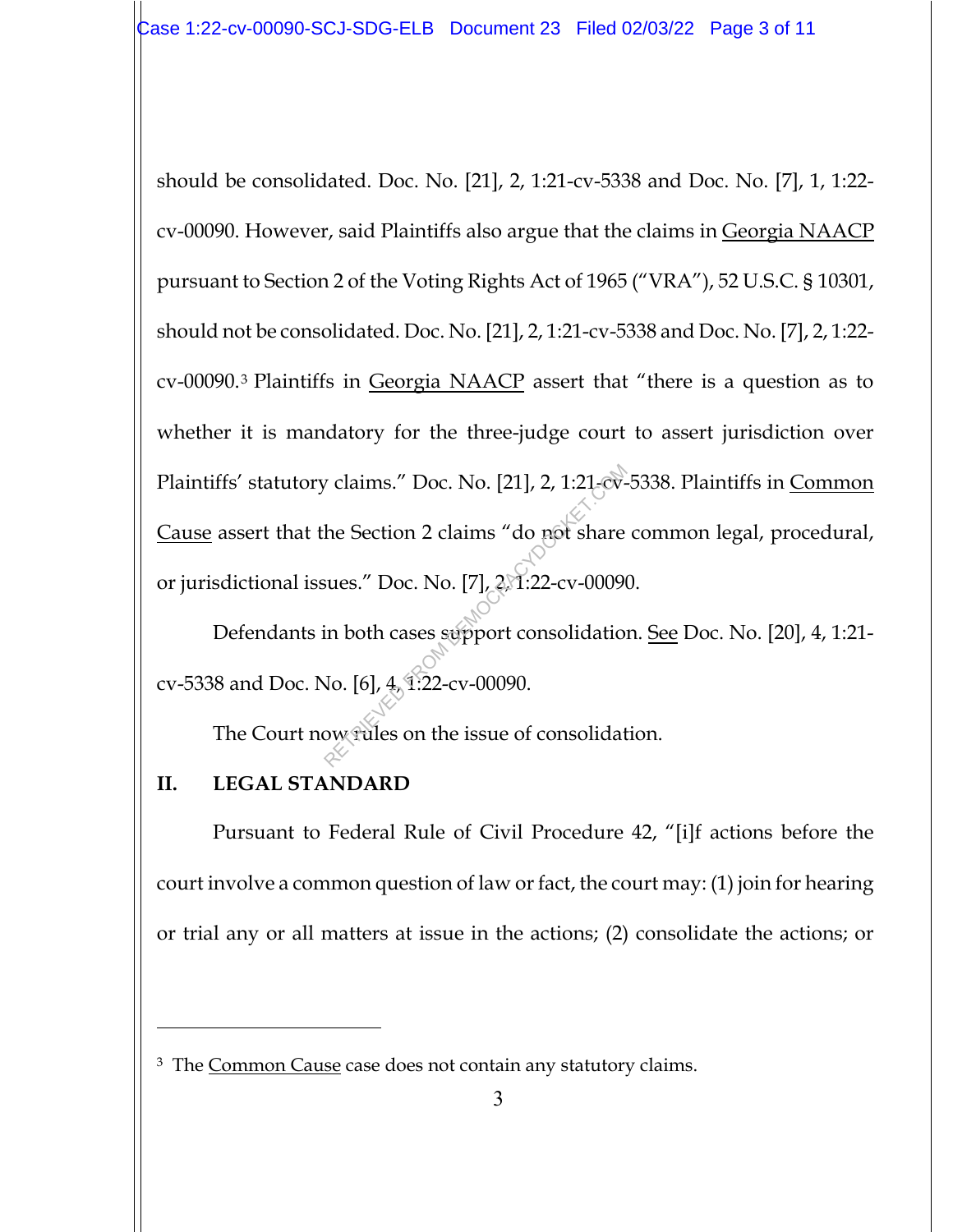should be consolidated. Doc. No. [21], 2, 1:21-cv-5338 and Doc. No. [7], 1, 1:22-cv-00090. However, said Plaintiffs also argue that the claims in Georgia NAACP pursuant to Section 2 of the Voting Rights Act of 1965 ("VRA"), 52 U.S.C. § 10301, should not be consolidated. Doc. No. [21], 2, 1:21-cv-5338 and Doc. No. [7], 2, 1:22-cv-00090.[3] Plaintiffs in Georgia NAACP assert that "there is a question as to whether it is mandatory for the three-judge court to assert jurisdiction over Plaintiffs' statutory claims." Doc. No. [21], 2, 1:21-cv-5338. Plaintiffs in Common Cause assert that the Section 2 claims "do not share common legal, procedural, or jurisdictional issues." Doc. No. [7], 2, 1:22-cv-00090.

Defendants in both cases support consolidation. See Doc. No. [20], 4, 1:21-cv-5338 and Doc. No. [6], 4, 1:22-cv-00090.

The Court now rules on the issue of consolidation.

## II. LEGAL STANDARD

Pursuant to Federal Rule of Civil Procedure 42, "[i]f actions before the court involve a common question of law or fact, the court may: (1) join for hearing or trial any or all matters at issue in the actions; (2) consolidate the actions; or

[3] The Common Cause case does not contain any statutory claims.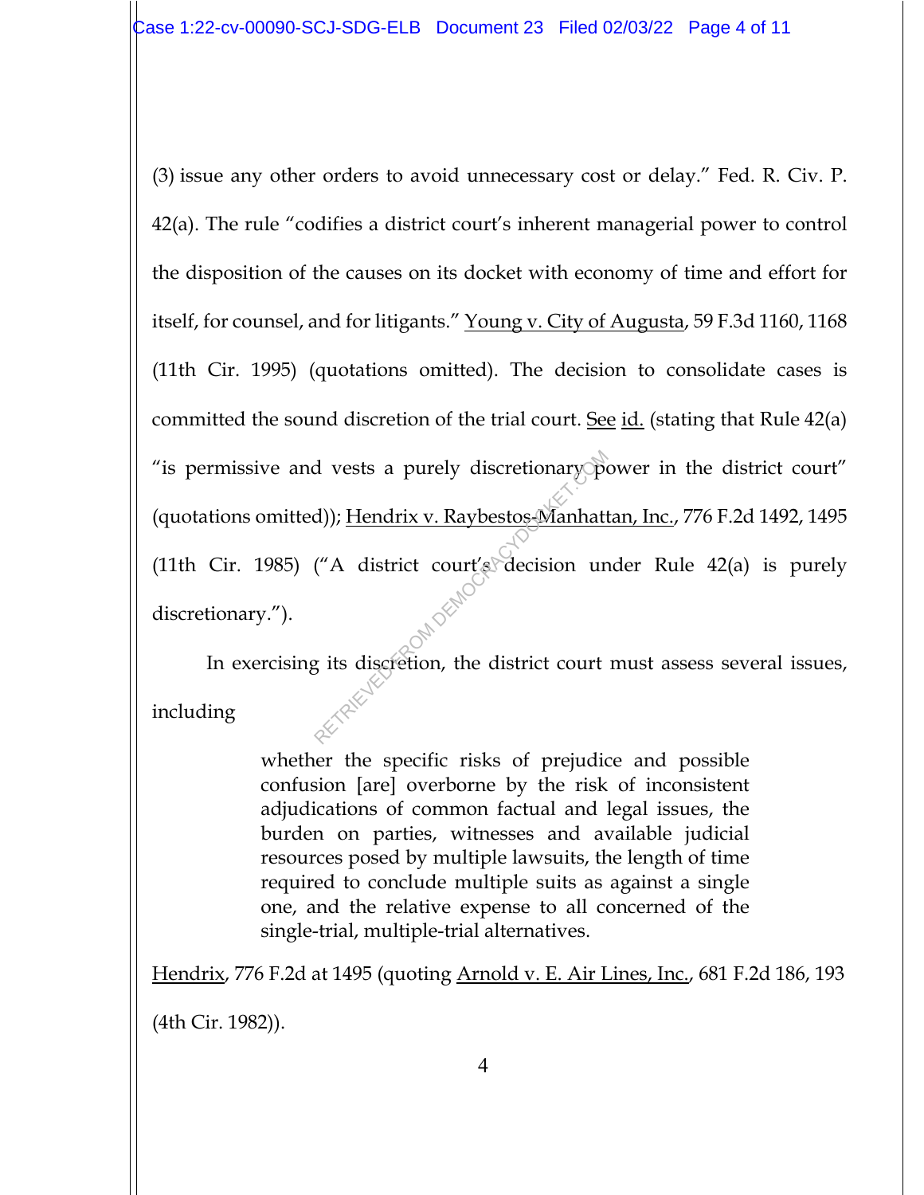(3) issue any other orders to avoid unnecessary cost or delay." Fed. R. Civ. P. 42(a). The rule "codifies a district court's inherent managerial power to control the disposition of the causes on its docket with economy of time and effort for itself, for counsel, and for litigants." Young v. City of Augusta, 59 F.3d 1160, 1168 (11th Cir. 1995) (quotations omitted). The decision to consolidate cases is committed the sound discretion of the trial court. See id. (stating that Rule 42(a) "is permissive and vests a purely discretionary power in the district court" (quotations omitted)); Hendrix v. Raybestos-Manhattan, Inc., 776 F.2d 1492, 1495 (11th Cir. 1985) ("A district court's decision under Rule 42(a) is purely discretionary.").

In exercising its discretion, the district court must assess several issues, including

> whether the specific risks of prejudice and possible confusion [are] overborne by the risk of inconsistent adjudications of common factual and legal issues, the burden on parties, witnesses and available judicial resources posed by multiple lawsuits, the length of time required to conclude multiple suits as against a single one, and the relative expense to all concerned of the single-trial, multiple-trial alternatives.

Hendrix, 776 F.2d at 1495 (quoting Arnold v. E. Air Lines, Inc., 681 F.2d 186, 193 (4th Cir. 1982)).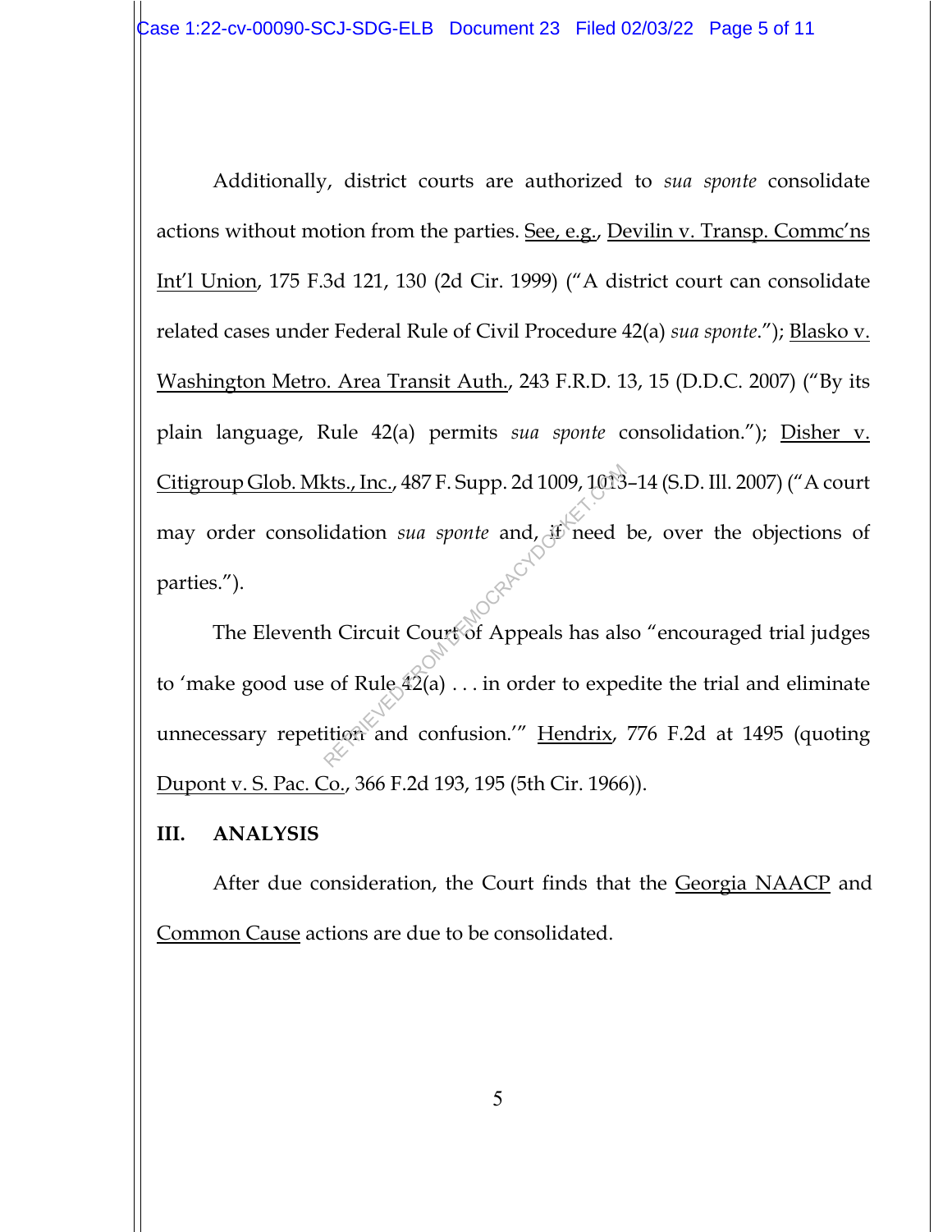Additionally, district courts are authorized to *sua sponte* consolidate actions without motion from the parties. See, e.g., Devilin v. Transp. Commc'ns Int'l Union, 175 F.3d 121, 130 (2d Cir. 1999) ("A district court can consolidate related cases under Federal Rule of Civil Procedure 42(a) *sua sponte*."); Blasko v. Washington Metro. Area Transit Auth., 243 F.R.D. 13, 15 (D.D.C. 2007) ("By its plain language, Rule 42(a) permits *sua sponte* consolidation."); Disher v. Citigroup Glob. Mkts., Inc., 487 F. Supp. 2d 1009, 1013–14 (S.D. Ill. 2007) ("A court may order consolidation *sua sponte* and, if need be, over the objections of parties.").

The Eleventh Circuit Court of Appeals has also "encouraged trial judges to 'make good use of Rule 42(a) . . . in order to expedite the trial and eliminate unnecessary repetition and confusion.'" Hendrix, 776 F.2d at 1495 (quoting Dupont v. S. Pac. Co., 366 F.2d 193, 195 (5th Cir. 1966)).

## III. ANALYSIS

After due consideration, the Court finds that the Georgia NAACP and Common Cause actions are due to be consolidated.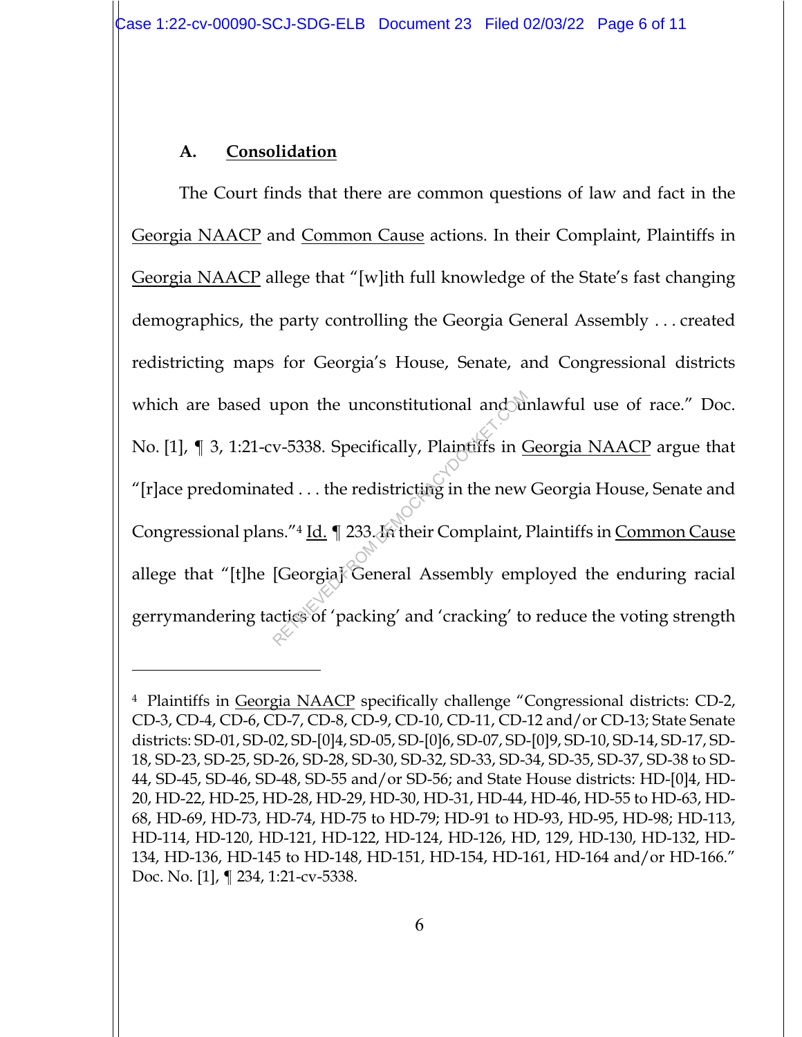### A. Consolidation

The Court finds that there are common questions of law and fact in the Georgia NAACP and Common Cause actions. In their Complaint, Plaintiffs in Georgia NAACP allege that "[w]ith full knowledge of the State's fast changing demographics, the party controlling the Georgia General Assembly . . . created redistricting maps for Georgia's House, Senate, and Congressional districts which are based upon the unconstitutional and unlawful use of race." Doc. No. [1], ¶ 3, 1:21-cv-5338. Specifically, Plaintiffs in Georgia NAACP argue that "[r]ace predominated . . . the redistricting in the new Georgia House, Senate and Congressional plans."[4] Id. ¶ 233. In their Complaint, Plaintiffs in Common Cause allege that "[t]he [Georgia] General Assembly employed the enduring racial gerrymandering tactics of 'packing' and 'cracking' to reduce the voting strength

---

[4] Plaintiffs in Georgia NAACP specifically challenge "Congressional districts: CD-2, CD-3, CD-4, CD-6, CD-7, CD-8, CD-9, CD-10, CD-11, CD-12 and/or CD-13; State Senate districts: SD-01, SD-02, SD-[0]4, SD-05, SD-[0]6, SD-07, SD-[0]9, SD-10, SD-14, SD-17, SD-18, SD-23, SD-25, SD-26, SD-28, SD-30, SD-32, SD-33, SD-34, SD-35, SD-37, SD-38 to SD-44, SD-45, SD-46, SD-48, SD-55 and/or SD-56; and State House districts: HD-[0]4, HD-20, HD-22, HD-25, HD-28, HD-29, HD-30, HD-31, HD-44, HD-46, HD-55 to HD-63, HD-68, HD-69, HD-73, HD-74, HD-75 to HD-79; HD-91 to HD-93, HD-95, HD-98; HD-113, HD-114, HD-120, HD-121, HD-122, HD-124, HD-126, HD, 129, HD-130, HD-132, HD-134, HD-136, HD-145 to HD-148, HD-151, HD-154, HD-161, HD-164 and/or HD-166." Doc. No. [1], ¶ 234, 1:21-cv-5338.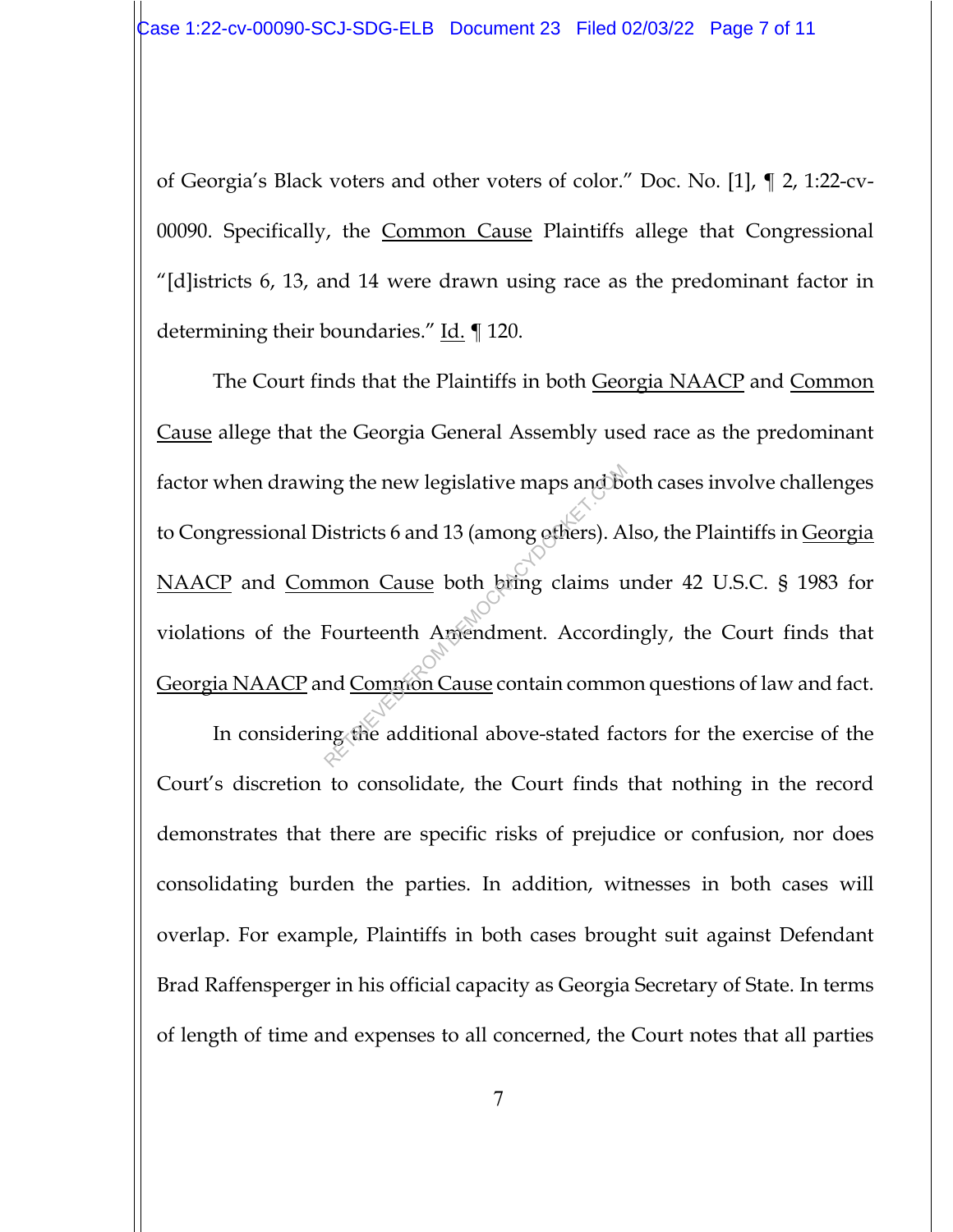of Georgia's Black voters and other voters of color." Doc. No. [1], ¶ 2, 1:22-cv-00090. Specifically, the Common Cause Plaintiffs allege that Congressional "[d]istricts 6, 13, and 14 were drawn using race as the predominant factor in determining their boundaries." Id. ¶ 120.

The Court finds that the Plaintiffs in both Georgia NAACP and Common Cause allege that the Georgia General Assembly used race as the predominant factor when drawing the new legislative maps and both cases involve challenges to Congressional Districts 6 and 13 (among others). Also, the Plaintiffs in Georgia NAACP and Common Cause both bring claims under 42 U.S.C. § 1983 for violations of the Fourteenth Amendment. Accordingly, the Court finds that Georgia NAACP and Common Cause contain common questions of law and fact.

In considering the additional above-stated factors for the exercise of the Court's discretion to consolidate, the Court finds that nothing in the record demonstrates that there are specific risks of prejudice or confusion, nor does consolidating burden the parties. In addition, witnesses in both cases will overlap. For example, Plaintiffs in both cases brought suit against Defendant Brad Raffensperger in his official capacity as Georgia Secretary of State. In terms of length of time and expenses to all concerned, the Court notes that all parties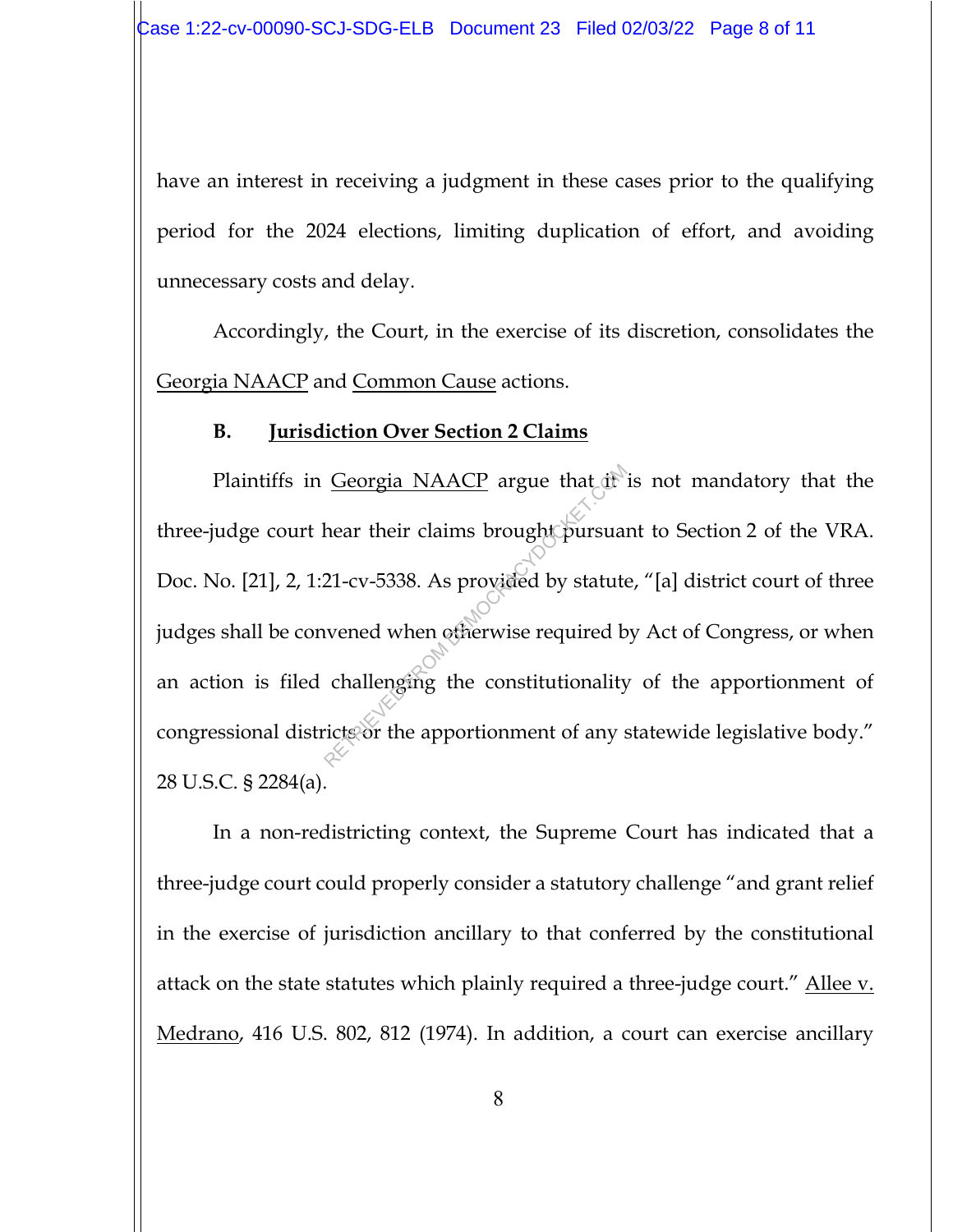have an interest in receiving a judgment in these cases prior to the qualifying period for the 2024 elections, limiting duplication of effort, and avoiding unnecessary costs and delay.

Accordingly, the Court, in the exercise of its discretion, consolidates the Georgia NAACP and Common Cause actions.

### B. Jurisdiction Over Section 2 Claims

Plaintiffs in Georgia NAACP argue that it is not mandatory that the three-judge court hear their claims brought pursuant to Section 2 of the VRA. Doc. No. [21], 2, 1:21-cv-5338. As provided by statute, "[a] district court of three judges shall be convened when otherwise required by Act of Congress, or when an action is filed challenging the constitutionality of the apportionment of congressional districts or the apportionment of any statewide legislative body." 28 U.S.C. § 2284(a).

In a non-redistricting context, the Supreme Court has indicated that a three-judge court could properly consider a statutory challenge "and grant relief in the exercise of jurisdiction ancillary to that conferred by the constitutional attack on the state statutes which plainly required a three-judge court." Allee v. Medrano, 416 U.S. 802, 812 (1974). In addition, a court can exercise ancillary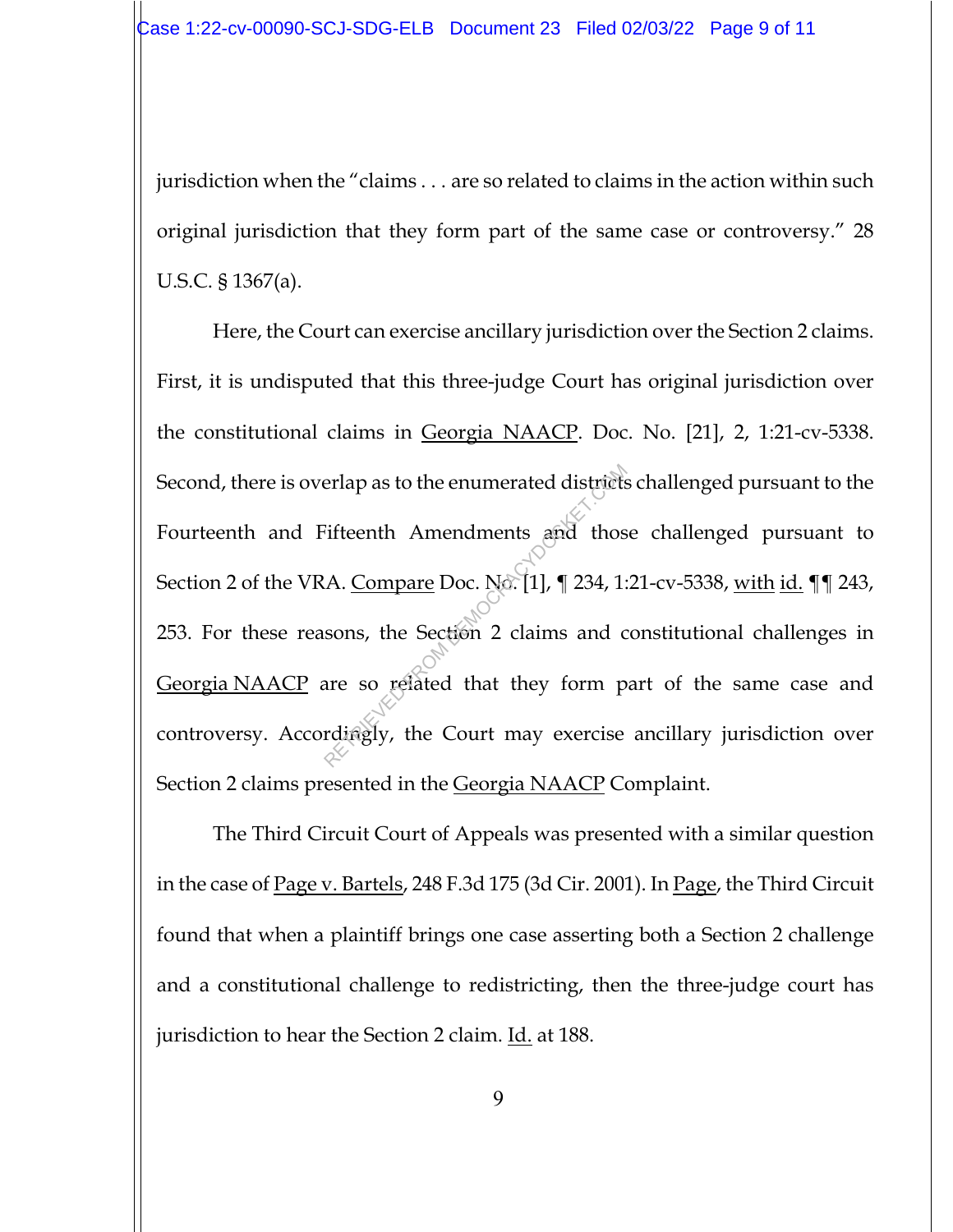jurisdiction when the "claims . . . are so related to claims in the action within such original jurisdiction that they form part of the same case or controversy." 28 U.S.C. § 1367(a).

Here, the Court can exercise ancillary jurisdiction over the Section 2 claims. First, it is undisputed that this three-judge Court has original jurisdiction over the constitutional claims in Georgia NAACP. Doc. No. [21], 2, 1:21-cv-5338. Second, there is overlap as to the enumerated districts challenged pursuant to the Fourteenth and Fifteenth Amendments and those challenged pursuant to Section 2 of the VRA. Compare Doc. No. [1], ¶ 234, 1:21-cv-5338, with id. ¶¶ 243, 253. For these reasons, the Section 2 claims and constitutional challenges in Georgia NAACP are so related that they form part of the same case and controversy. Accordingly, the Court may exercise ancillary jurisdiction over Section 2 claims presented in the Georgia NAACP Complaint.

The Third Circuit Court of Appeals was presented with a similar question in the case of Page v. Bartels, 248 F.3d 175 (3d Cir. 2001). In Page, the Third Circuit found that when a plaintiff brings one case asserting both a Section 2 challenge and a constitutional challenge to redistricting, then the three-judge court has jurisdiction to hear the Section 2 claim. Id. at 188.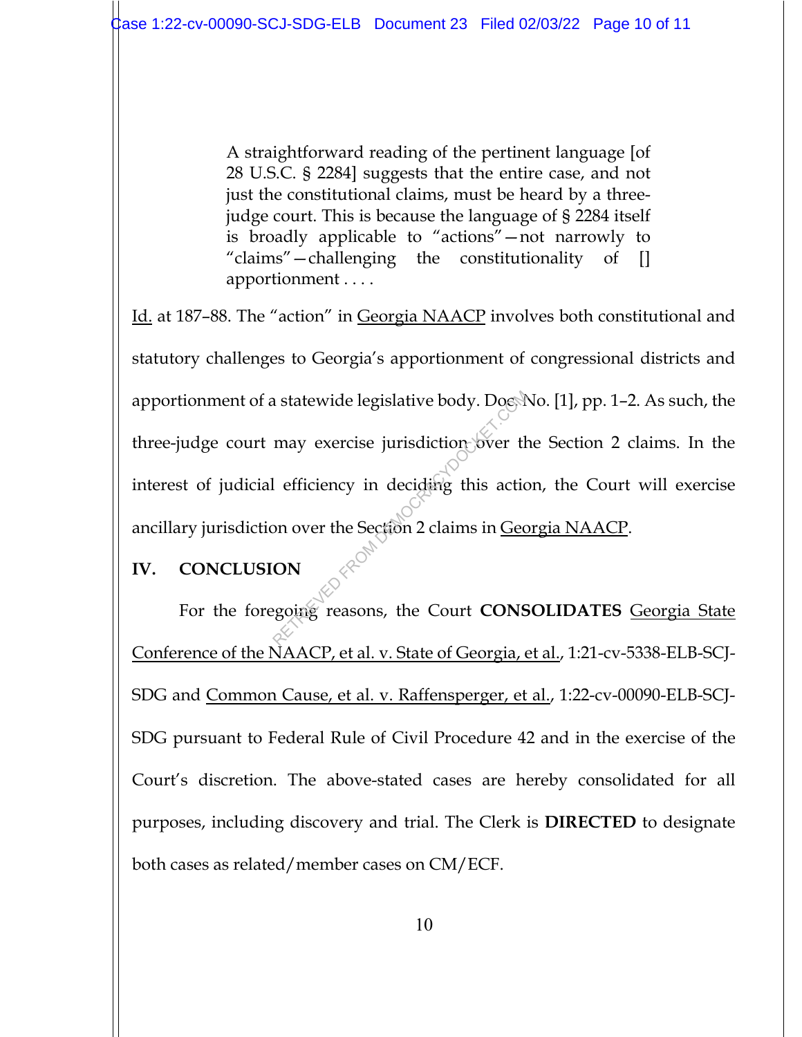> A straightforward reading of the pertinent language [of 28 U.S.C. § 2284] suggests that the entire case, and not just the constitutional claims, must be heard by a three-judge court. This is because the language of § 2284 itself is broadly applicable to "actions"—not narrowly to "claims"—challenging the constitutionality of [] apportionment . . . .

Id. at 187–88. The "action" in Georgia NAACP involves both constitutional and statutory challenges to Georgia's apportionment of congressional districts and apportionment of a statewide legislative body. Doc. No. [1], pp. 1–2. As such, the three-judge court may exercise jurisdiction over the Section 2 claims. In the interest of judicial efficiency in deciding this action, the Court will exercise ancillary jurisdiction over the Section 2 claims in Georgia NAACP.

## IV. CONCLUSION

For the foregoing reasons, the Court **CONSOLIDATES** Georgia State Conference of the NAACP, et al. v. State of Georgia, et al., 1:21-cv-5338-ELB-SCJ-SDG and Common Cause, et al. v. Raffensperger, et al., 1:22-cv-00090-ELB-SCJ-SDG pursuant to Federal Rule of Civil Procedure 42 and in the exercise of the Court's discretion. The above-stated cases are hereby consolidated for all purposes, including discovery and trial. The Clerk is **DIRECTED** to designate both cases as related/member cases on CM/ECF.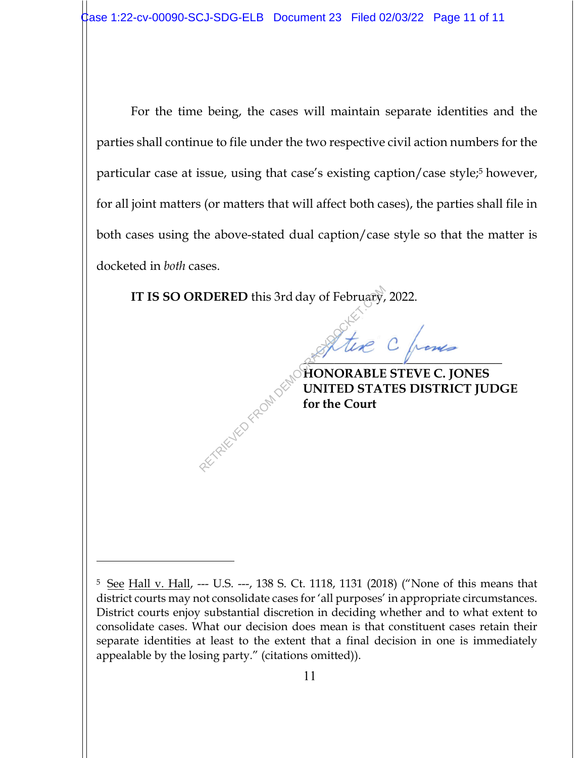For the time being, the cases will maintain separate identities and the parties shall continue to file under the two respective civil action numbers for the particular case at issue, using that case's existing caption/case style;[5] however, for all joint matters (or matters that will affect both cases), the parties shall file in both cases using the above-stated dual caption/case style so that the matter is docketed in *both* cases.

**IT IS SO ORDERED** this 3rd day of February, 2022.

**HONORABLE STEVE C. JONES**
**UNITED STATES DISTRICT JUDGE**
**for the Court**

---

[5] See Hall v. Hall, --- U.S. ---, 138 S. Ct. 1118, 1131 (2018) ("None of this means that district courts may not consolidate cases for 'all purposes' in appropriate circumstances. District courts enjoy substantial discretion in deciding whether and to what extent to consolidate cases. What our decision does mean is that constituent cases retain their separate identities at least to the extent that a final decision in one is immediately appealable by the losing party." (citations omitted)).